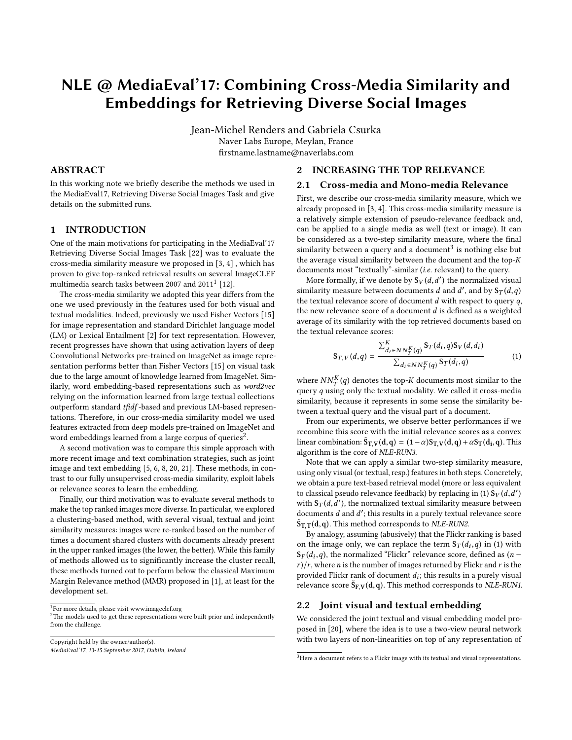# NLE @ MediaEval'17: Combining Cross-Media Similarity and Embeddings for Retrieving Diverse Social Images

Jean-Michel Renders and Gabriela Csurka
Naver Labs Europe, Meylan, France
firstname.lastname@naverlabs.com

## ABSTRACT

In this working note we briefly describe the methods we used in the MediaEval17, Retrieving Diverse Social Images Task and give details on the submitted runs.

## 1 INTRODUCTION

One of the main motivations for participating in the MediaEval'17 Retrieving Diverse Social Images Task [22] was to evaluate the cross-media similarity measure we proposed in [3, 4] , which has proven to give top-ranked retrieval results on several ImageCLEF multimedia search tasks between 2007 and 2011[1] [12].

The cross-media similarity we adopted this year differs from the one we used previously in the features used for both visual and textual modalities. Indeed, previously we used Fisher Vectors [15] for image representation and standard Dirichlet language model (LM) or Lexical Entailment [2] for text representation. However, recent progresses have shown that using activation layers of deep Convolutional Networks pre-trained on ImageNet as image representation performs better than Fisher Vectors [15] on visual task due to the large amount of knowledge learned from ImageNet. Similarly, word embedding-based representations such as *word2vec* relying on the information learned from large textual collections outperform standard *tfidf*-based and previous LM-based representations. Therefore, in our cross-media similarity model we used features extracted from deep models pre-trained on ImageNet and word embeddings learned from a large corpus of queries[2].

A second motivation was to compare this simple approach with more recent image and text combination strategies, such as joint image and text embedding [5, 6, 8, 20, 21]. These methods, in contrast to our fully unsupervised cross-media similarity, exploit labels or relevance scores to learn the embedding.

Finally, our third motivation was to evaluate several methods to make the top ranked images more diverse. In particular, we explored a clustering-based method, with several visual, textual and joint similarity measures: images were re-ranked based on the number of times a document shared clusters with documents already present in the upper ranked images (the lower, the better). While this family of methods allowed us to significantly increase the cluster recall, these methods turned out to perform below the classical Maximum Margin Relevance method (MMR) proposed in [1], at least for the development set.

[1] For more details, please visit www.imageclef.org

[2] The models used to get these representations were built prior and independently from the challenge.

Copyright held by the owner/author(s).
*MediaEval'17, 13-15 September 2017, Dublin, Ireland*

## 2 INCREASING THE TOP RELEVANCE

### 2.1 Cross-media and Mono-media Relevance

First, we describe our cross-media similarity measure, which we already proposed in [3, 4]. This cross-media similarity measure is a relatively simple extension of pseudo-relevance feedback and, can be applied to a single media as well (text or image). It can be considered as a two-step similarity measure, where the final similarity between a query and a document[3] is nothing else but the average visual similarity between the document and the top-$K$ documents most "textually"-similar (*i.e.* relevant) to the query.

More formally, if we denote by $\mathbf{S}_V(d, d')$ the normalized visual similarity measure between documents $d$ and $d'$, and by $\mathbf{S}_T(d, q)$ the textual relevance score of document $d$ with respect to query $q$, the new relevance score of a document $d$ is defined as a weighted average of its similarity with the top retrieved documents based on the textual relevance scores:

$$\mathbf{S}_{T,V}(d, q) = \frac{\sum_{d_i \in NN_T^K(q)}^{K} \mathbf{S}_T(d_i, q)\mathbf{S}_V(d, d_i)}{\sum_{d_i \in NN_T^K(q)} \mathbf{S}_T(d_i, q)} \quad (1)$$

where $NN_T^K(q)$ denotes the top-$K$ documents most similar to the query $q$ using only the textual modality. We called it cross-media similarity, because it represents in some sense the similarity between a textual query and the visual part of a document.

From our experiments, we observe better performances if we recombine this score with the initial relevance scores as a convex linear combination: $\mathbf{\tilde{S}_{T,V}(d, q) = (1-\alpha)S_{T,V}(d, q) + \alpha S_T(d_i, q)}$. This algorithm is the core of *NLE-RUN3*.

Note that we can apply a similar two-step similarity measure, using only visual (or textual, resp.) features in both steps. Concretely, we obtain a pure text-based retrieval model (more or less equivalent to classical pseudo relevance feedback) by replacing in (1) $\mathbf{S}_V(d, d')$ with $\mathbf{S}_T(d, d')$, the normalized textual similarity measure between documents $d$ and $d'$; this results in a purely textual relevance score $\mathbf{\tilde{S}_{T,T}(d, q)}$. This method corresponds to *NLE-RUN2*.

By analogy, assuming (abusively) that the Flickr ranking is based on the image only, we can replace the term $\mathbf{S}_T(d_i, q)$ in (1) with $\mathbf{S}_F(d_i, q)$, the normalized "Flickr" relevance score, defined as $(n - r)/r$, where $n$ is the number of images returned by Flickr and $r$ is the provided Flickr rank of document $d_i$; this results in a purely visual relevance score $\mathbf{\tilde{S}_{F,V}(d, q)}$. This method corresponds to *NLE-RUN1*.

### 2.2 Joint visual and textual embedding

We considered the joint textual and visual embedding model proposed in [20], where the idea is to use a two-view neural network with two layers of non-linearities on top of any representation of

[3] Here a document refers to a Flickr image with its textual and visual representations.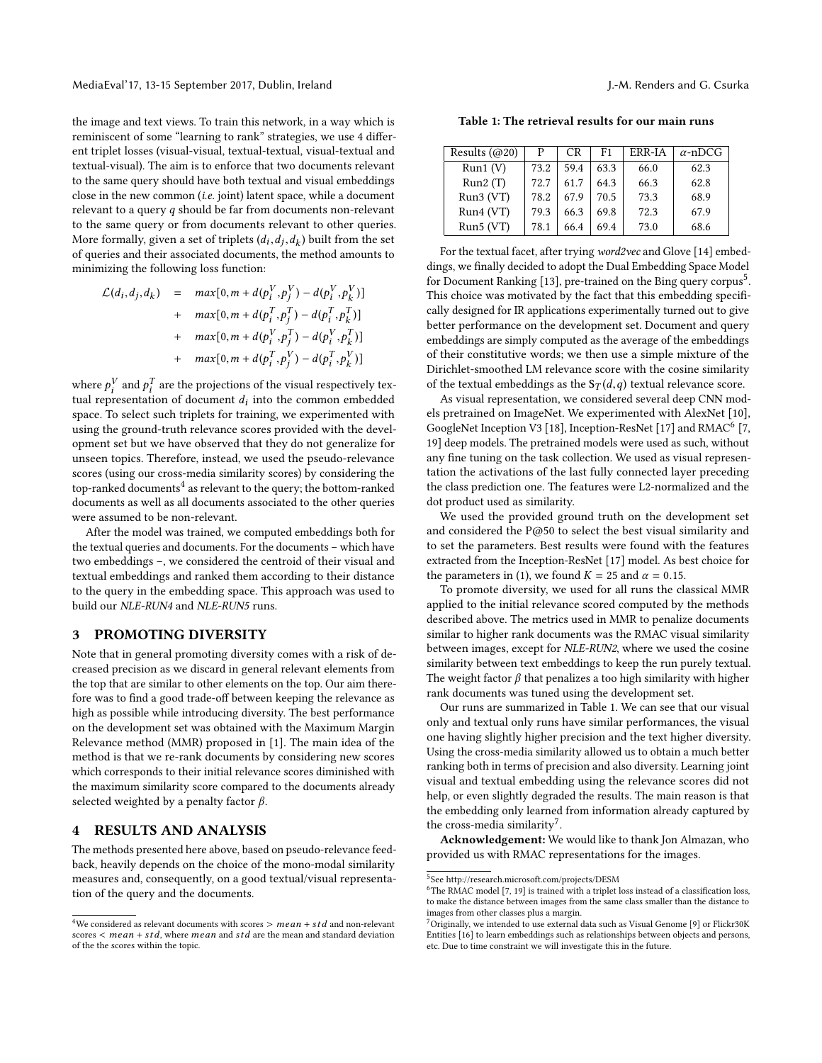the image and text views. To train this network, in a way which is reminiscent of some "learning to rank" strategies, we use 4 different triplet losses (visual-visual, textual-textual, visual-textual and textual-visual). The aim is to enforce that two documents relevant to the same query should have both textual and visual embeddings close in the new common (*i.e.* joint) latent space, while a document relevant to a query $q$ should be far from documents non-relevant to the same query or from documents relevant to other queries. More formally, given a set of triplets $(d_i, d_j, d_k)$ built from the set of queries and their associated documents, the method amounts to minimizing the following loss function:

$$
\begin{aligned}
\mathcal{L}(d_i, d_j, d_k) &= max[0, m + d(p_i^V, p_j^V) - d(p_i^V, p_k^V)] \\
&+ max[0, m + d(p_i^T, p_j^T) - d(p_i^T, p_k^T)] \\
&+ max[0, m + d(p_i^V, p_j^T) - d(p_i^V, p_k^T)] \\
&+ max[0, m + d(p_i^T, p_j^V) - d(p_i^T, p_k^V)]
\end{aligned}
$$

where $p_i^V$ and $p_i^T$ are the projections of the visual respectively textual representation of document $d_i$ into the common embedded space. To select such triplets for training, we experimented with using the ground-truth relevance scores provided with the development set but we have observed that they do not generalize for unseen topics. Therefore, instead, we used the pseudo-relevance scores (using our cross-media similarity scores) by considering the top-ranked documents[4] as relevant to the query; the bottom-ranked documents as well as all documents associated to the other queries were assumed to be non-relevant.

After the model was trained, we computed embeddings both for the textual queries and documents. For the documents – which have two embeddings –, we considered the centroid of their visual and textual embeddings and ranked them according to their distance to the query in the embedding space. This approach was used to build our *NLE-RUN4* and *NLE-RUN5* runs.

## 3 PROMOTING DIVERSITY

Note that in general promoting diversity comes with a risk of decreased precision as we discard in general relevant elements from the top that are similar to other elements on the top. Our aim therefore was to find a good trade-off between keeping the relevance as high as possible while introducing diversity. The best performance on the development set was obtained with the Maximum Margin Relevance method (MMR) proposed in [1]. The main idea of the method is that we re-rank documents by considering new scores which corresponds to their initial relevance scores diminished with the maximum similarity score compared to the documents already selected weighted by a penalty factor $\beta$.

## 4 RESULTS AND ANALYSIS

The methods presented here above, based on pseudo-relevance feedback, heavily depends on the choice of the mono-modal similarity measures and, consequently, on a good textual/visual representation of the query and the documents.

[4] We considered as relevant documents with scores $> mean + std$ and non-relevant scores $< mean + std$, where $mean$ and $std$ are the mean and standard deviation of the the scores within the topic.

**Table 1: The retrieval results for our main runs**

| Results (@20) | P | CR | F1 | ERR-IA | $\alpha$-nDCG |
|---|---|---|---|---|---|
| Run1 (V) | 73.2 | 59.4 | 63.3 | 66.0 | 62.3 |
| Run2 (T) | 72.7 | 61.7 | 64.3 | 66.3 | 62.8 |
| Run3 (VT) | 78.2 | 67.9 | 70.5 | 73.3 | 68.9 |
| Run4 (VT) | 79.3 | 66.3 | 69.8 | 72.3 | 67.9 |
| Run5 (VT) | 78.1 | 66.4 | 69.4 | 73.0 | 68.6 |

For the textual facet, after trying *word2vec* and Glove [14] embeddings, we finally decided to adopt the Dual Embedding Space Model for Document Ranking [13], pre-trained on the Bing query corpus[5]. This choice was motivated by the fact that this embedding specifically designed for IR applications experimentally turned out to give better performance on the development set. Document and query embeddings are simply computed as the average of the embeddings of their constitutive words; we then use a simple mixture of the Dirichlet-smoothed LM relevance score with the cosine similarity of the textual embeddings as the $S_T(d, q)$ textual relevance score.

As visual representation, we considered several deep CNN models pretrained on ImageNet. We experimented with AlexNet [10], GoogleNet Inception V3 [18], Inception-ResNet [17] and RMAC[6] [7, 19] deep models. The pretrained models were used as such, without any fine tuning on the task collection. We used as visual representation the activations of the last fully connected layer preceding the class prediction one. The features were L2-normalized and the dot product used as similarity.

We used the provided ground truth on the development set and considered the P@50 to select the best visual similarity and to set the parameters. Best results were found with the features extracted from the Inception-ResNet [17] model. As best choice for the parameters in (1), we found $K = 25$ and $\alpha = 0.15$.

To promote diversity, we used for all runs the classical MMR applied to the initial relevance scored computed by the methods described above. The metrics used in MMR to penalize documents similar to higher rank documents was the RMAC visual similarity between images, except for *NLE-RUN2*, where we used the cosine similarity between text embeddings to keep the run purely textual. The weight factor $\beta$ that penalizes a too high similarity with higher rank documents was tuned using the development set.

Our runs are summarized in Table 1. We can see that our visual only and textual only runs have similar performances, the visual one having slightly higher precision and the text higher diversity. Using the cross-media similarity allowed us to obtain a much better ranking both in terms of precision and also diversity. Learning joint visual and textual embedding using the relevance scores did not help, or even slightly degraded the results. The main reason is that the embedding only learned from information already captured by the cross-media similarity[7].

**Acknowledgement:** We would like to thank Jon Almazan, who provided us with RMAC representations for the images.

[5] See http://research.microsoft.com/projects/DESM

[6] The RMAC model [7, 19] is trained with a triplet loss instead of a classification loss, to make the distance between images from the same class smaller than the distance to images from other classes plus a margin.

[7] Originally, we intended to use external data such as Visual Genome [9] or Flickr30K Entities [16] to learn embeddings such as relationships between objects and persons, etc. Due to time constraint we will investigate this in the future.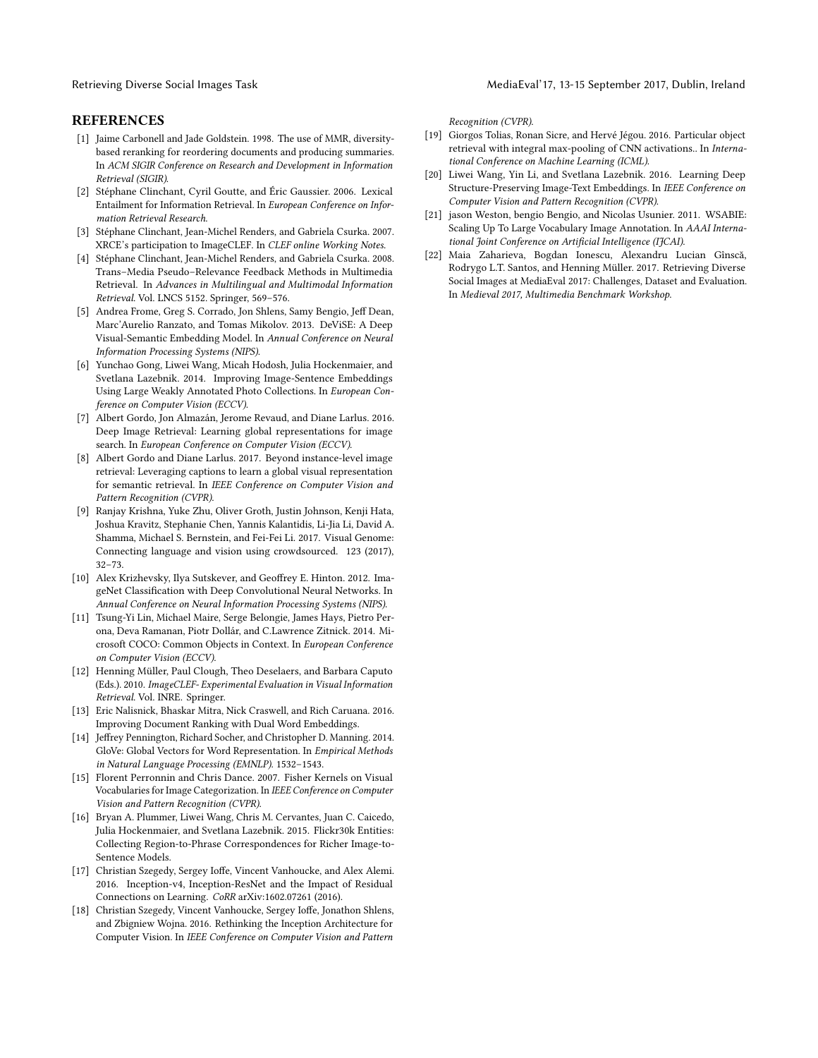## REFERENCES

[1] Jaime Carbonell and Jade Goldstein. 1998. The use of MMR, diversity-based reranking for reordering documents and producing summaries. In *ACM SIGIR Conference on Research and Development in Information Retrieval (SIGIR)*.

[2] Stéphane Clinchant, Cyril Goutte, and Éric Gaussier. 2006. Lexical Entailment for Information Retrieval. In *European Conference on Information Retrieval Research*.

[3] Stéphane Clinchant, Jean-Michel Renders, and Gabriela Csurka. 2007. XRCE's participation to ImageCLEF. In *CLEF online Working Notes*.

[4] Stéphane Clinchant, Jean-Michel Renders, and Gabriela Csurka. 2008. Trans–Media Pseudo–Relevance Feedback Methods in Multimedia Retrieval. In *Advances in Multilingual and Multimodal Information Retrieval*. Vol. LNCS 5152. Springer, 569–576.

[5] Andrea Frome, Greg S. Corrado, Jon Shlens, Samy Bengio, Jeff Dean, Marc'Aurelio Ranzato, and Tomas Mikolov. 2013. DeViSE: A Deep Visual-Semantic Embedding Model. In *Annual Conference on Neural Information Processing Systems (NIPS)*.

[6] Yunchao Gong, Liwei Wang, Micah Hodosh, Julia Hockenmaier, and Svetlana Lazebnik. 2014. Improving Image-Sentence Embeddings Using Large Weakly Annotated Photo Collections. In *European Conference on Computer Vision (ECCV)*.

[7] Albert Gordo, Jon Almazán, Jerome Revaud, and Diane Larlus. 2016. Deep Image Retrieval: Learning global representations for image search. In *European Conference on Computer Vision (ECCV)*.

[8] Albert Gordo and Diane Larlus. 2017. Beyond instance-level image retrieval: Leveraging captions to learn a global visual representation for semantic retrieval. In *IEEE Conference on Computer Vision and Pattern Recognition (CVPR)*.

[9] Ranjay Krishna, Yuke Zhu, Oliver Groth, Justin Johnson, Kenji Hata, Joshua Kravitz, Stephanie Chen, Yannis Kalantidis, Li-Jia Li, David A. Shamma, Michael S. Bernstein, and Fei-Fei Li. 2017. Visual Genome: Connecting language and vision using crowdsourced. 123 (2017), 32–73.

[10] Alex Krizhevsky, Ilya Sutskever, and Geoffrey E. Hinton. 2012. ImageNet Classification with Deep Convolutional Neural Networks. In *Annual Conference on Neural Information Processing Systems (NIPS)*.

[11] Tsung-Yi Lin, Michael Maire, Serge Belongie, James Hays, Pietro Perona, Deva Ramanan, Piotr Dollár, and C.Lawrence Zitnick. 2014. Microsoft COCO: Common Objects in Context. In *European Conference on Computer Vision (ECCV)*.

[12] Henning Müller, Paul Clough, Theo Deselaers, and Barbara Caputo (Eds.). 2010. *ImageCLEF- Experimental Evaluation in Visual Information Retrieval*. Vol. INRE. Springer.

[13] Eric Nalisnick, Bhaskar Mitra, Nick Craswell, and Rich Caruana. 2016. Improving Document Ranking with Dual Word Embeddings.

[14] Jeffrey Pennington, Richard Socher, and Christopher D. Manning. 2014. GloVe: Global Vectors for Word Representation. In *Empirical Methods in Natural Language Processing (EMNLP)*. 1532–1543.

[15] Florent Perronnin and Chris Dance. 2007. Fisher Kernels on Visual Vocabularies for Image Categorization. In *IEEE Conference on Computer Vision and Pattern Recognition (CVPR)*.

[16] Bryan A. Plummer, Liwei Wang, Chris M. Cervantes, Juan C. Caicedo, Julia Hockenmaier, and Svetlana Lazebnik. 2015. Flickr30k Entities: Collecting Region-to-Phrase Correspondences for Richer Image-to-Sentence Models.

[17] Christian Szegedy, Sergey Ioffe, Vincent Vanhoucke, and Alex Alemi. 2016. Inception-v4, Inception-ResNet and the Impact of Residual Connections on Learning. *CoRR* arXiv:1602.07261 (2016).

[18] Christian Szegedy, Vincent Vanhoucke, Sergey Ioffe, Jonathon Shlens, and Zbigniew Wojna. 2016. Rethinking the Inception Architecture for Computer Vision. In *IEEE Conference on Computer Vision and Pattern Recognition (CVPR)*.

[19] Giorgos Tolias, Ronan Sicre, and Hervé Jégou. 2016. Particular object retrieval with integral max-pooling of CNN activations.. In *International Conference on Machine Learning (ICML)*.

[20] Liwei Wang, Yin Li, and Svetlana Lazebnik. 2016. Learning Deep Structure-Preserving Image-Text Embeddings. In *IEEE Conference on Computer Vision and Pattern Recognition (CVPR)*.

[21] jason Weston, bengio Bengio, and Nicolas Usunier. 2011. WSABIE: Scaling Up To Large Vocabulary Image Annotation. In *AAAI International Joint Conference on Artificial Intelligence (IJCAI)*.

[22] Maia Zaharieva, Bogdan Ionescu, Alexandru Lucian Gînscă, Rodrygo L.T. Santos, and Henning Müller. 2017. Retrieving Diverse Social Images at MediaEval 2017: Challenges, Dataset and Evaluation. In *Medieval 2017, Multimedia Benchmark Workshop*.